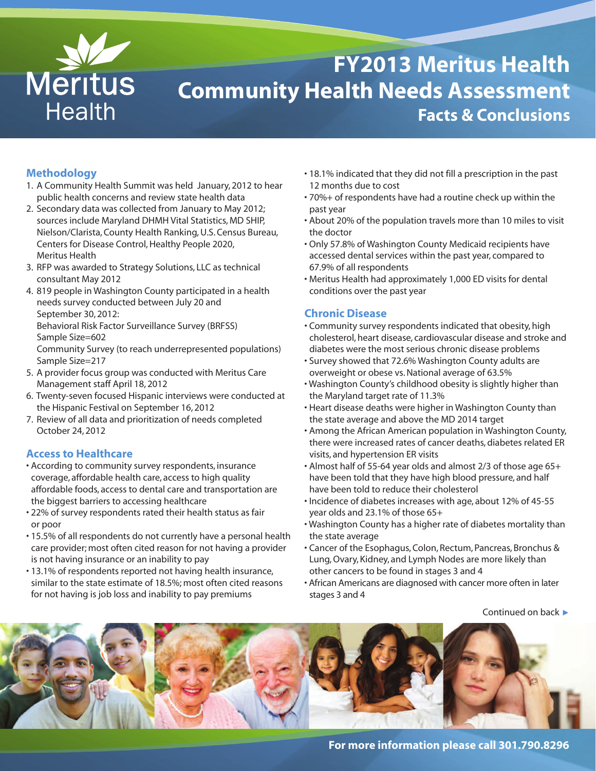# FY2013 Meritus Health Community Health Needs Assessment

## Facts & Conclusions

### Methodology

1. A Community Health Summit was held January, 2012 to hear public health concerns and review state health data
2. Secondary data was collected from January to May 2012; sources include Maryland DHMH Vital Statistics, MD SHIP, Nielson/Clarista, County Health Ranking, U.S. Census Bureau, Centers for Disease Control, Healthy People 2020, Meritus Health
3. RFP was awarded to Strategy Solutions, LLC as technical consultant May 2012
4. 819 people in Washington County participated in a health needs survey conducted between July 20 and September 30, 2012:
   Behavioral Risk Factor Surveillance Survey (BRFSS) Sample Size=602
   Community Survey (to reach underrepresented populations) Sample Size=217
5. A provider focus group was conducted with Meritus Care Management staff April 18, 2012
6. Twenty-seven focused Hispanic interviews were conducted at the Hispanic Festival on September 16, 2012
7. Review of all data and prioritization of needs completed October 24, 2012

### Access to Healthcare

- According to community survey respondents, insurance coverage, affordable health care, access to high quality affordable foods, access to dental care and transportation are the biggest barriers to accessing healthcare
- 22% of survey respondents rated their health status as fair or poor
- 15.5% of all respondents do not currently have a personal health care provider; most often cited reason for not having a provider is not having insurance or an inability to pay
- 13.1% of respondents reported not having health insurance, similar to the state estimate of 18.5%; most often cited reasons for not having is job loss and inability to pay premiums
- 18.1% indicated that they did not fill a prescription in the past 12 months due to cost
- 70%+ of respondents have had a routine check up within the past year
- About 20% of the population travels more than 10 miles to visit the doctor
- Only 57.8% of Washington County Medicaid recipients have accessed dental services within the past year, compared to 67.9% of all respondents
- Meritus Health had approximately 1,000 ED visits for dental conditions over the past year

### Chronic Disease

- Community survey respondents indicated that obesity, high cholesterol, heart disease, cardiovascular disease and stroke and diabetes were the most serious chronic disease problems
- Survey showed that 72.6% Washington County adults are overweight or obese vs. National average of 63.5%
- Washington County's childhood obesity is slightly higher than the Maryland target rate of 11.3%
- Heart disease deaths were higher in Washington County than the state average and above the MD 2014 target
- Among the African American population in Washington County, there were increased rates of cancer deaths, diabetes related ER visits, and hypertension ER visits
- Almost half of 55-64 year olds and almost 2/3 of those age 65+ have been told that they have high blood pressure, and half have been told to reduce their cholesterol
- Incidence of diabetes increases with age, about 12% of 45-55 year olds and 23.1% of those 65+
- Washington County has a higher rate of diabetes mortality than the state average
- Cancer of the Esophagus, Colon, Rectum, Pancreas, Bronchus & Lung, Ovary, Kidney, and Lymph Nodes are more likely than other cancers to be found in stages 3 and 4
- African Americans are diagnosed with cancer more often in later stages 3 and 4

Continued on back ▶

**For more information please call 301.790.8296**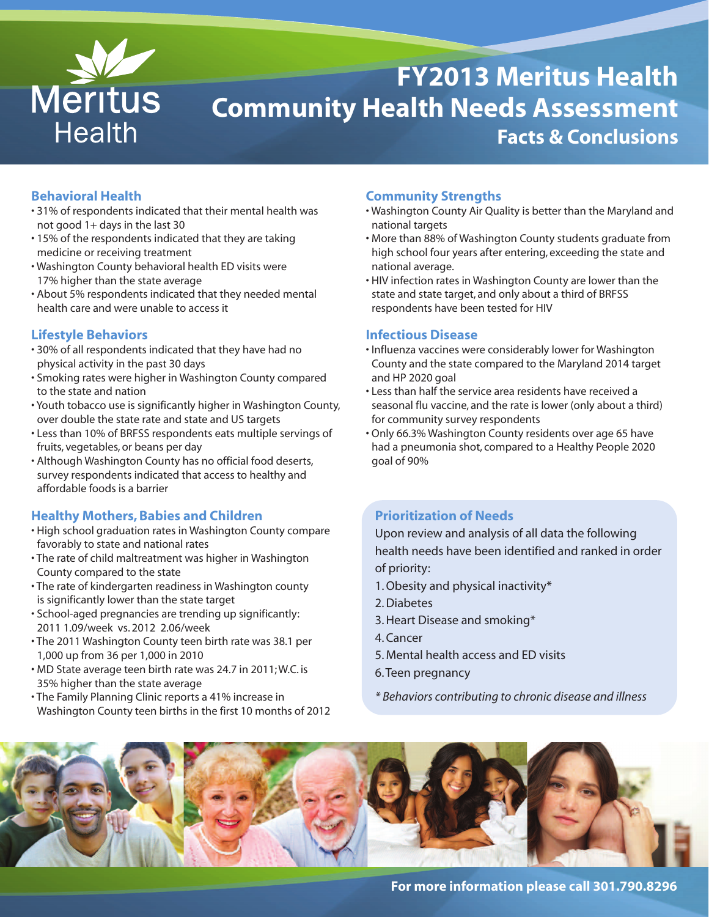# FY2013 Meritus Health Community Health Needs Assessment

## Facts & Conclusions

### Behavioral Health

- 31% of respondents indicated that their mental health was not good 1+ days in the last 30
- 15% of the respondents indicated that they are taking medicine or receiving treatment
- Washington County behavioral health ED visits were 17% higher than the state average
- About 5% respondents indicated that they needed mental health care and were unable to access it

### Lifestyle Behaviors

- 30% of all respondents indicated that they have had no physical activity in the past 30 days
- Smoking rates were higher in Washington County compared to the state and nation
- Youth tobacco use is significantly higher in Washington County, over double the state rate and state and US targets
- Less than 10% of BRFSS respondents eats multiple servings of fruits, vegetables, or beans per day
- Although Washington County has no official food deserts, survey respondents indicated that access to healthy and affordable foods is a barrier

### Healthy Mothers, Babies and Children

- High school graduation rates in Washington County compare favorably to state and national rates
- The rate of child maltreatment was higher in Washington County compared to the state
- The rate of kindergarten readiness in Washington county is significantly lower than the state target
- School-aged pregnancies are trending up significantly: 2011 1.09/week vs. 2012 2.06/week
- The 2011 Washington County teen birth rate was 38.1 per 1,000 up from 36 per 1,000 in 2010
- MD State average teen birth rate was 24.7 in 2011; W.C. is 35% higher than the state average
- The Family Planning Clinic reports a 41% increase in Washington County teen births in the first 10 months of 2012

### Community Strengths

- Washington County Air Quality is better than the Maryland and national targets
- More than 88% of Washington County students graduate from high school four years after entering, exceeding the state and national average.
- HIV infection rates in Washington County are lower than the state and state target, and only about a third of BRFSS respondents have been tested for HIV

### Infectious Disease

- Influenza vaccines were considerably lower for Washington County and the state compared to the Maryland 2014 target and HP 2020 goal
- Less than half the service area residents have received a seasonal flu vaccine, and the rate is lower (only about a third) for community survey respondents
- Only 66.3% Washington County residents over age 65 have had a pneumonia shot, compared to a Healthy People 2020 goal of 90%

### Prioritization of Needs

Upon review and analysis of all data the following health needs have been identified and ranked in order of priority:

1. Obesity and physical inactivity*
2. Diabetes
3. Heart Disease and smoking*
4. Cancer
5. Mental health access and ED visits
6. Teen pregnancy

*\* Behaviors contributing to chronic disease and illness*

**For more information please call 301.790.8296**